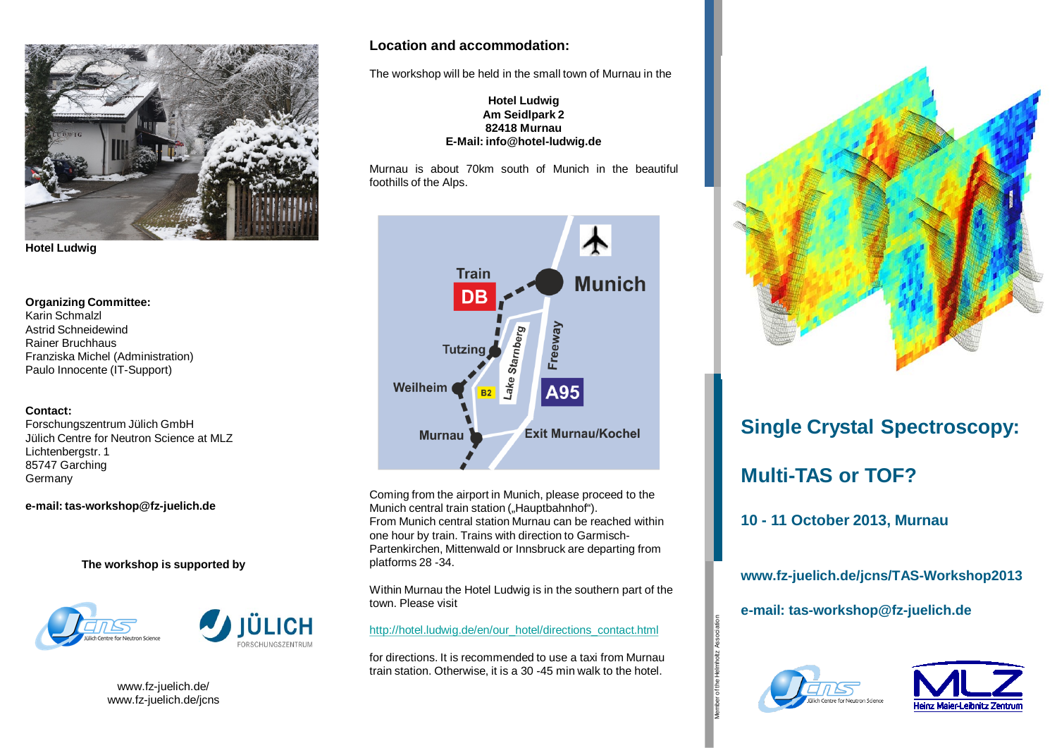Hotel Ludwig

**Organizing Committee:**
Karin Schmalzl
Astrid Schneidewind
Rainer Bruchhaus
Franziska Michel (Administration)
Paulo Innocente (IT-Support)

**Contact:**
Forschungszentrum Jülich GmbH
Jülich Centre for Neutron Science at MLZ
Lichtenbergstr. 1
85747 Garching
Germany

**e-mail: tas-workshop@fz-juelich.de**

**The workshop is supported by**

www.fz-juelich.de/
www.fz-juelich.de/jcns

## Location and accommodation:

The workshop will be held in the small town of Murnau in the

**Hotel Ludwig**
**Am Seidlpark 2**
**82418 Murnau**
**E-Mail: info@hotel-ludwig.de**

Murnau is about 70km south of Munich in the beautiful foothills of the Alps.

Coming from the airport in Munich, please proceed to the Munich central train station („Hauptbahnhof“).
From Munich central station Murnau can be reached within one hour by train. Trains with direction to Garmisch-Partenkirchen, Mittenwald or Innsbruck are departing from platforms 28 -34.

Within Murnau the Hotel Ludwig is in the southern part of the town. Please visit

http://hotel.ludwig.de/en/our_hotel/directions_contact.html

for directions. It is recommended to use a taxi from Murnau train station. Otherwise, it is a 30 -45 min walk to the hotel.

# Single Crystal Spectroscopy:

# Multi-TAS or TOF?

## 10 - 11 October 2013, Murnau

**www.fz-juelich.de/jcns/TAS-Workshop2013**

**e-mail: tas-workshop@fz-juelich.de**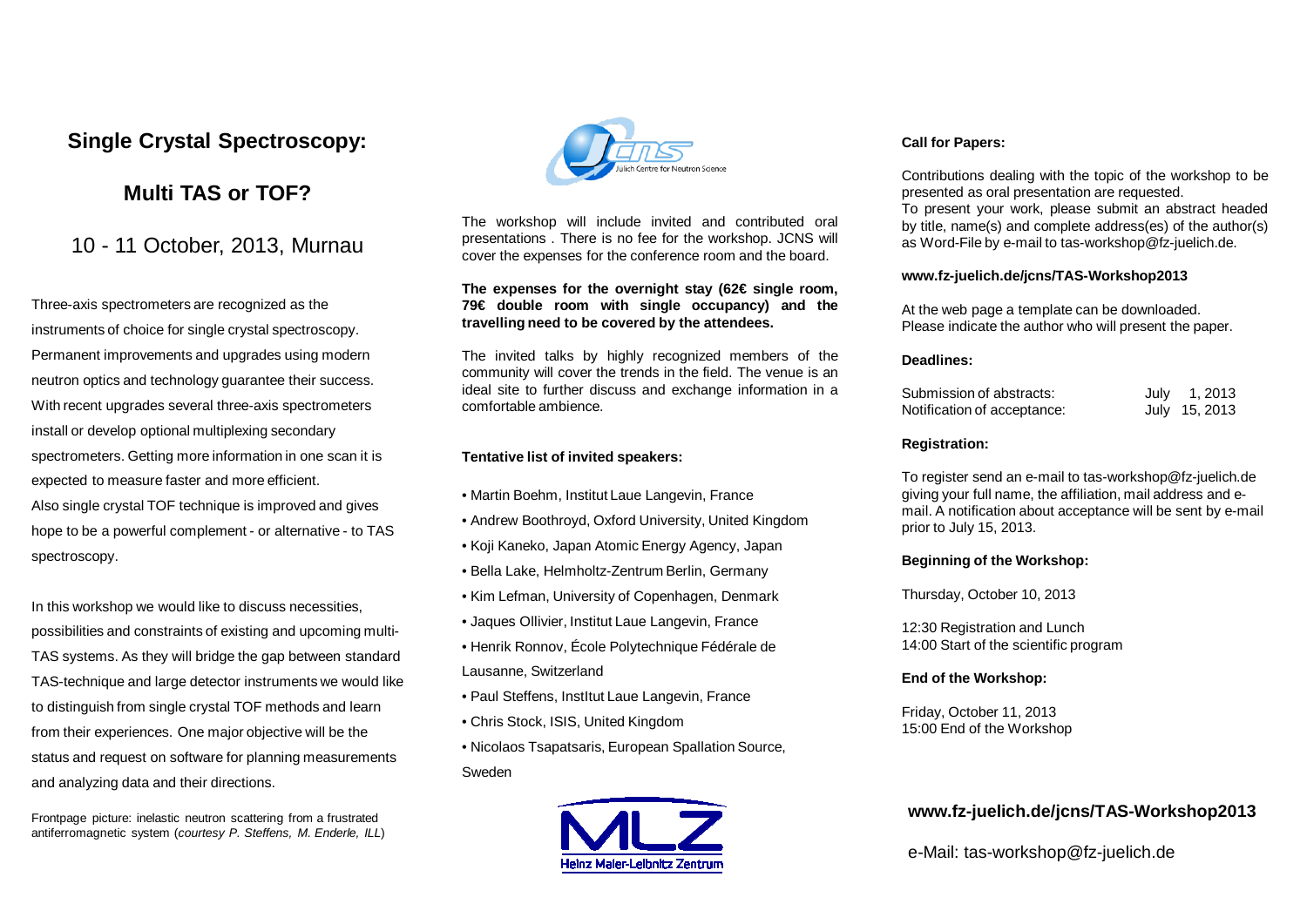# Single Crystal Spectroscopy:

## Multi TAS or TOF?

### 10 - 11 October, 2013, Murnau

Three-axis spectrometers are recognized as the instruments of choice for single crystal spectroscopy. Permanent improvements and upgrades using modern neutron optics and technology guarantee their success. With recent upgrades several three-axis spectrometers install or develop optional multiplexing secondary spectrometers. Getting more information in one scan it is expected to measure faster and more efficient. Also single crystal TOF technique is improved and gives hope to be a powerful complement - or alternative - to TAS spectroscopy.

In this workshop we would like to discuss necessities, possibilities and constraints of existing and upcoming multi-TAS systems. As they will bridge the gap between standard TAS-technique and large detector instruments we would like to distinguish from single crystal TOF methods and learn from their experiences. One major objective will be the status and request on software for planning measurements and analyzing data and their directions.

Frontpage picture: inelastic neutron scattering from a frustrated antiferromagnetic system (*courtesy P. Steffens, M. Enderle, ILL*)

Jülich Centre for Neutron Science

The workshop will include invited and contributed oral presentations . There is no fee for the workshop. JCNS will cover the expenses for the conference room and the board.

**The expenses for the overnight stay (62€ single room, 79€ double room with single occupancy) and the travelling need to be covered by the attendees.**

The invited talks by highly recognized members of the community will cover the trends in the field. The venue is an ideal site to further discuss and exchange information in a comfortable ambience.

**Tentative list of invited speakers:**

- Martin Boehm, Institut Laue Langevin, France
- Andrew Boothroyd, Oxford University, United Kingdom
- Koji Kaneko, Japan Atomic Energy Agency, Japan
- Bella Lake, Helmholtz-Zentrum Berlin, Germany
- Kim Lefman, University of Copenhagen, Denmark
- Jaques Ollivier, Institut Laue Langevin, France
- Henrik Ronnov, École Polytechnique Fédérale de Lausanne, Switzerland
- Paul Steffens, InstItut Laue Langevin, France
- Chris Stock, ISIS, United Kingdom
- Nicolaos Tsapatsaris, European Spallation Source, Sweden

MLZ
Heinz Maier-Leibnitz Zentrum

**Call for Papers:**

Contributions dealing with the topic of the workshop to be presented as oral presentation are requested.
To present your work, please submit an abstract headed by title, name(s) and complete address(es) of the author(s) as Word-File by e-mail to tas-workshop@fz-juelich.de.

**www.fz-juelich.de/jcns/TAS-Workshop2013**

At the web page a template can be downloaded.
Please indicate the author who will present the paper.

**Deadlines:**

| | |
|---|---|
| Submission of abstracts: | July 1, 2013 |
| Notification of acceptance: | July 15, 2013 |

**Registration:**

To register send an e-mail to tas-workshop@fz-juelich.de giving your full name, the affiliation, mail address and e-mail. A notification about acceptance will be sent by e-mail prior to July 15, 2013.

**Beginning of the Workshop:**

Thursday, October 10, 2013

12:30 Registration and Lunch
14:00 Start of the scientific program

**End of the Workshop:**

Friday, October 11, 2013
15:00 End of the Workshop

**www.fz-juelich.de/jcns/TAS-Workshop2013**

e-Mail: tas-workshop@fz-juelich.de